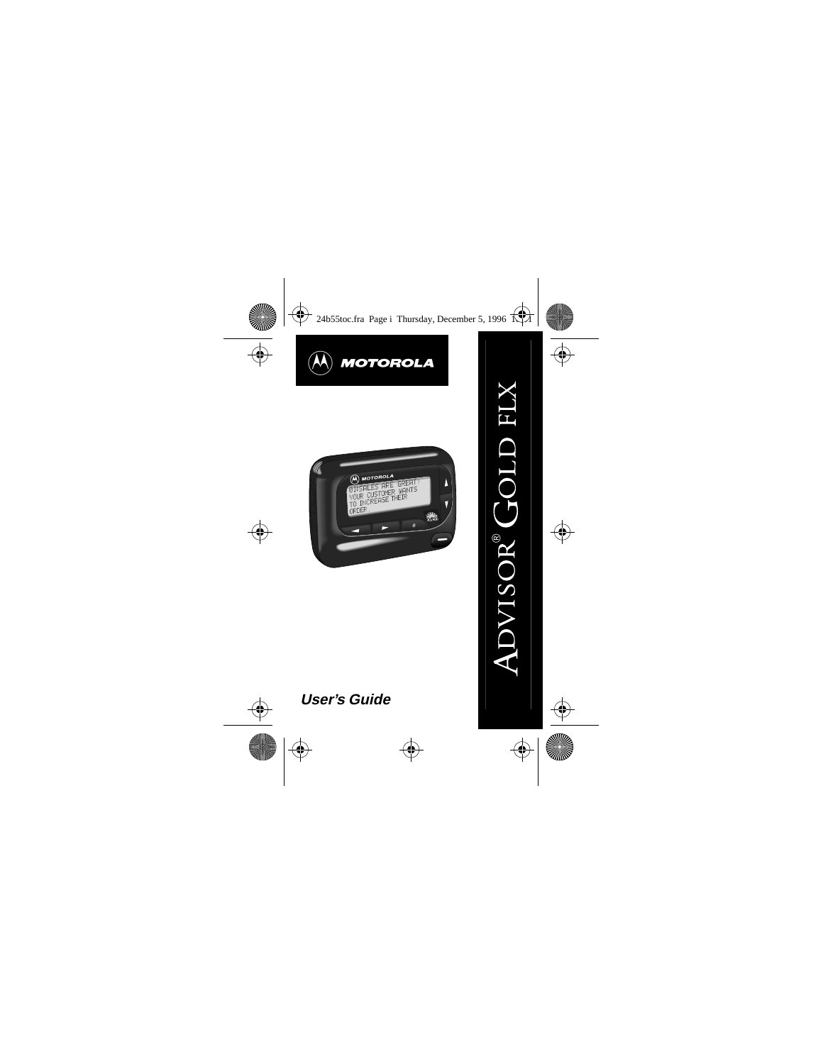MOTOROLA

# ADVISOR® GOLD FLX

*User's Guide*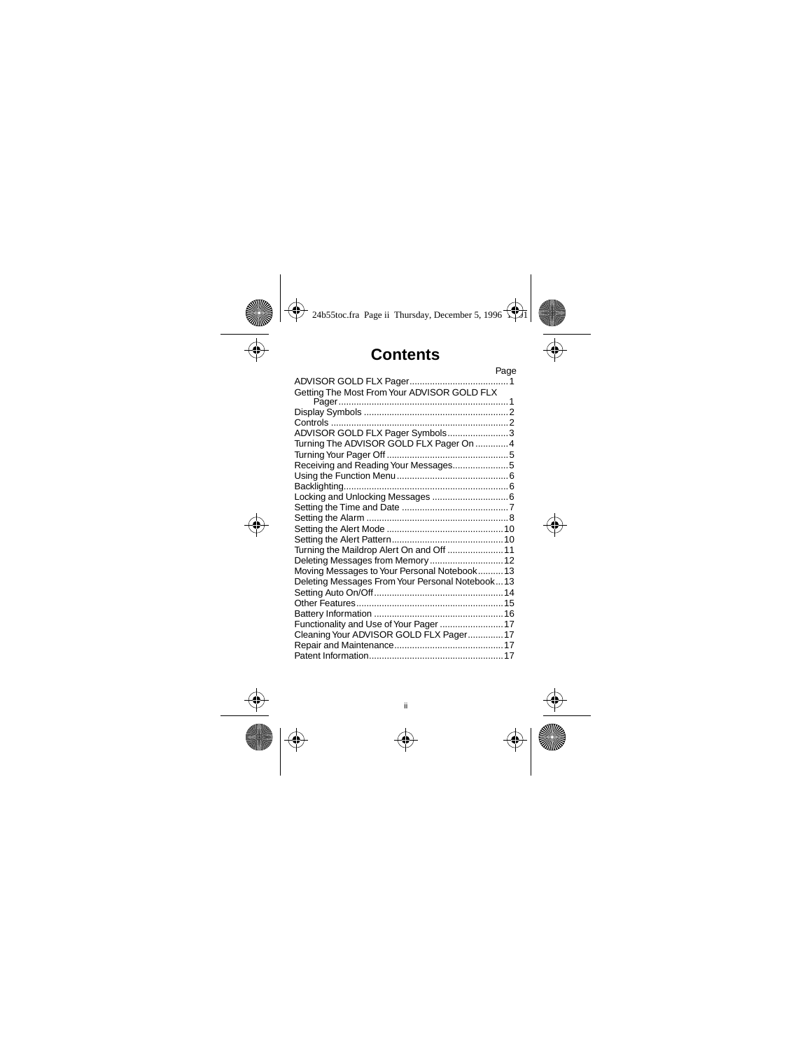# Contents

| | Page |
|---|---|
| ADVISOR GOLD FLX Pager | 1 |
| Getting The Most From Your ADVISOR GOLD FLX Pager | 1 |
| Display Symbols | 2 |
| Controls | 2 |
| ADVISOR GOLD FLX Pager Symbols | 3 |
| Turning The ADVISOR GOLD FLX Pager On | 4 |
| Turning Your Pager Off | 5 |
| Receiving and Reading Your Messages | 5 |
| Using the Function Menu | 6 |
| Backlighting | 6 |
| Locking and Unlocking Messages | 6 |
| Setting the Time and Date | 7 |
| Setting the Alarm | 8 |
| Setting the Alert Mode | 10 |
| Setting the Alert Pattern | 10 |
| Turning the Maildrop Alert On and Off | 11 |
| Deleting Messages from Memory | 12 |
| Moving Messages to Your Personal Notebook | 13 |
| Deleting Messages From Your Personal Notebook | 13 |
| Setting Auto On/Off | 14 |
| Other Features | 15 |
| Battery Information | 16 |
| Functionality and Use of Your Pager | 17 |
| Cleaning Your ADVISOR GOLD FLX Pager | 17 |
| Repair and Maintenance | 17 |
| Patent Information | 17 |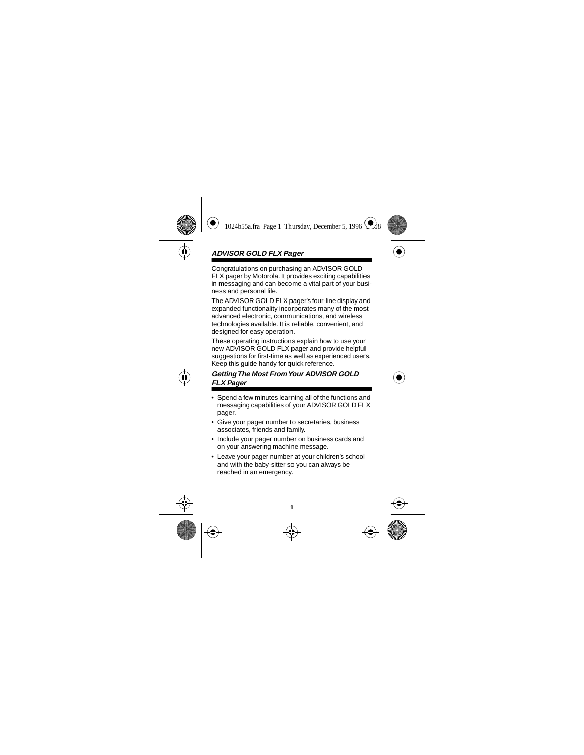## ADVISOR GOLD FLX Pager

Congratulations on purchasing an ADVISOR GOLD FLX pager by Motorola. It provides exciting capabilities in messaging and can become a vital part of your business and personal life.

The ADVISOR GOLD FLX pager's four-line display and expanded functionality incorporates many of the most advanced electronic, communications, and wireless technologies available. It is reliable, convenient, and designed for easy operation.

These operating instructions explain how to use your new ADVISOR GOLD FLX pager and provide helpful suggestions for first-time as well as experienced users. Keep this guide handy for quick reference.

## Getting The Most From Your ADVISOR GOLD FLX Pager

- Spend a few minutes learning all of the functions and messaging capabilities of your ADVISOR GOLD FLX pager.
- Give your pager number to secretaries, business associates, friends and family.
- Include your pager number on business cards and on your answering machine message.
- Leave your pager number at your children's school and with the baby-sitter so you can always be reached in an emergency.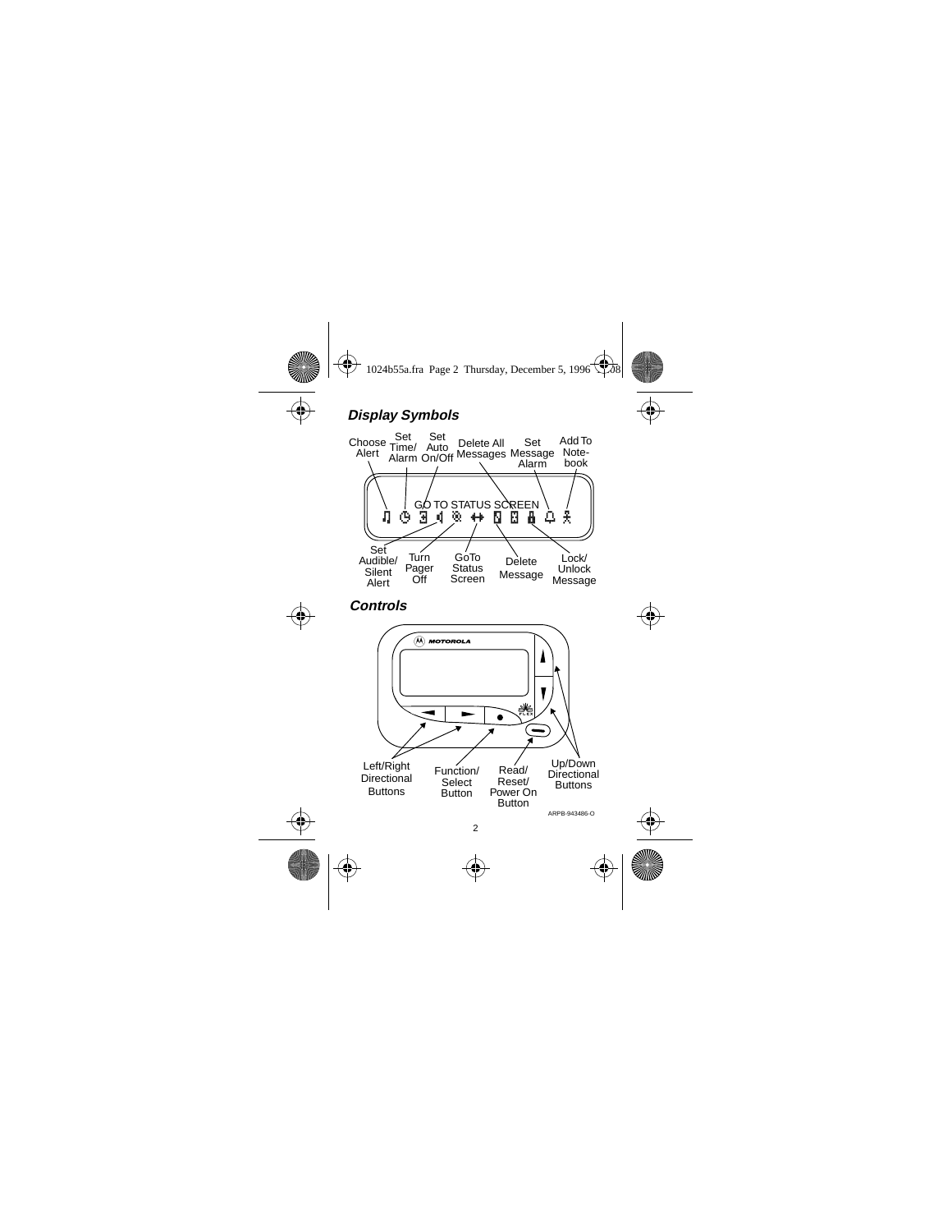## Display Symbols

GO TO STATUS SCREEN

Choose Alert

Set Time/ Alarm

Set Auto On/Off

Delete All Messages

Set Message Alarm

Add To Note-book

Set Audible/ Silent Alert

Turn Pager Off

GoTo Status Screen

Delete Message

Lock/ Unlock Message

## Controls

MOTOROLA

FLEX

Left/Right Directional Buttons

Function/ Select Button

Read/ Reset/ Power On Button

Up/Down Directional Buttons

ARPB-943486-O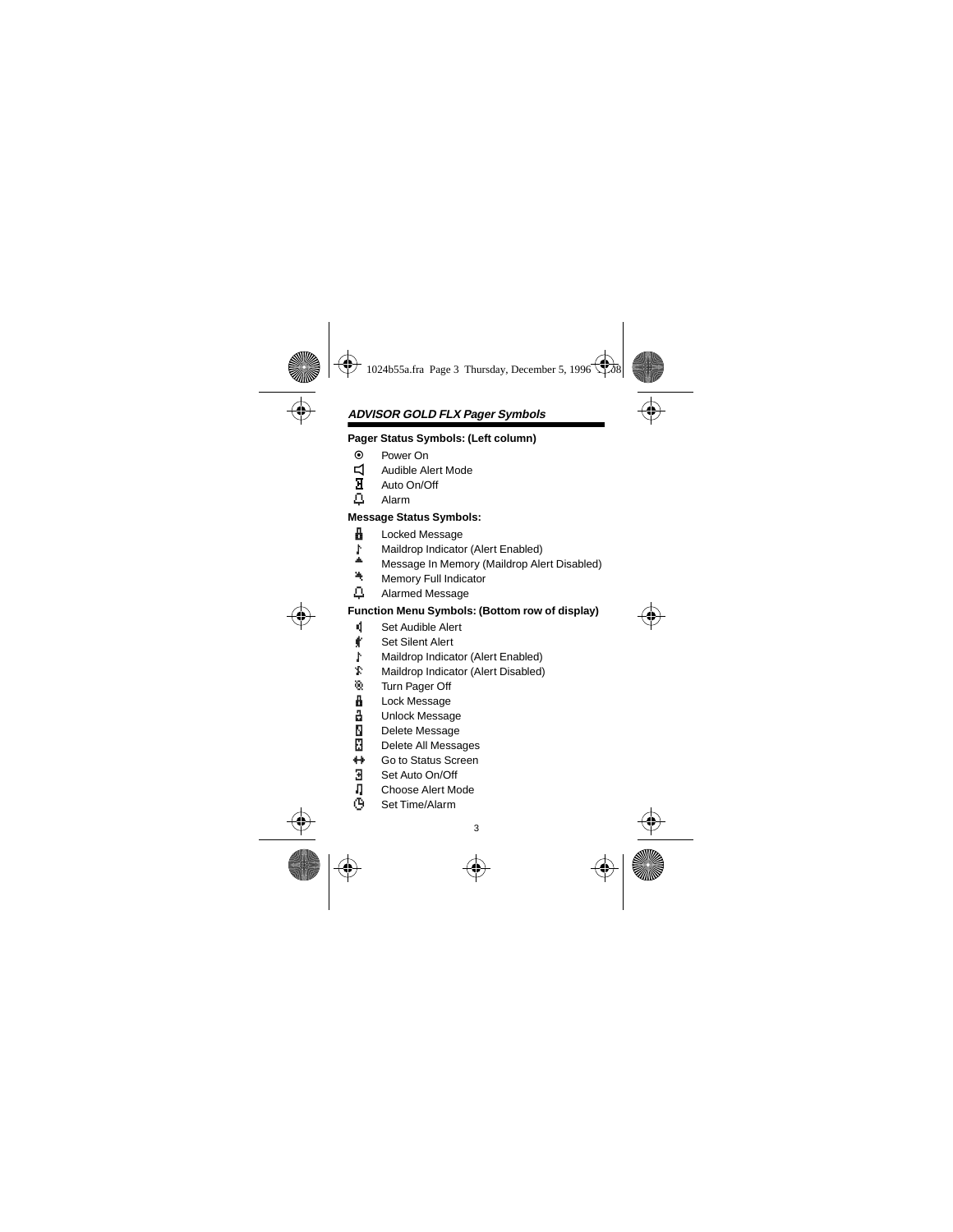## ADVISOR GOLD FLX Pager Symbols

### Pager Status Symbols: (Left column)

- Power On
- Audible Alert Mode
- Auto On/Off
- Alarm

### Message Status Symbols:

- Locked Message
- Maildrop Indicator (Alert Enabled)
- Message In Memory (Maildrop Alert Disabled)
- Memory Full Indicator
- Alarmed Message

### Function Menu Symbols: (Bottom row of display)

- Set Audible Alert
- Set Silent Alert
- Maildrop Indicator (Alert Enabled)
- Maildrop Indicator (Alert Disabled)
- Turn Pager Off
- Lock Message
- Unlock Message
- Delete Message
- Delete All Messages
- Go to Status Screen
- Set Auto On/Off
- Choose Alert Mode
- Set Time/Alarm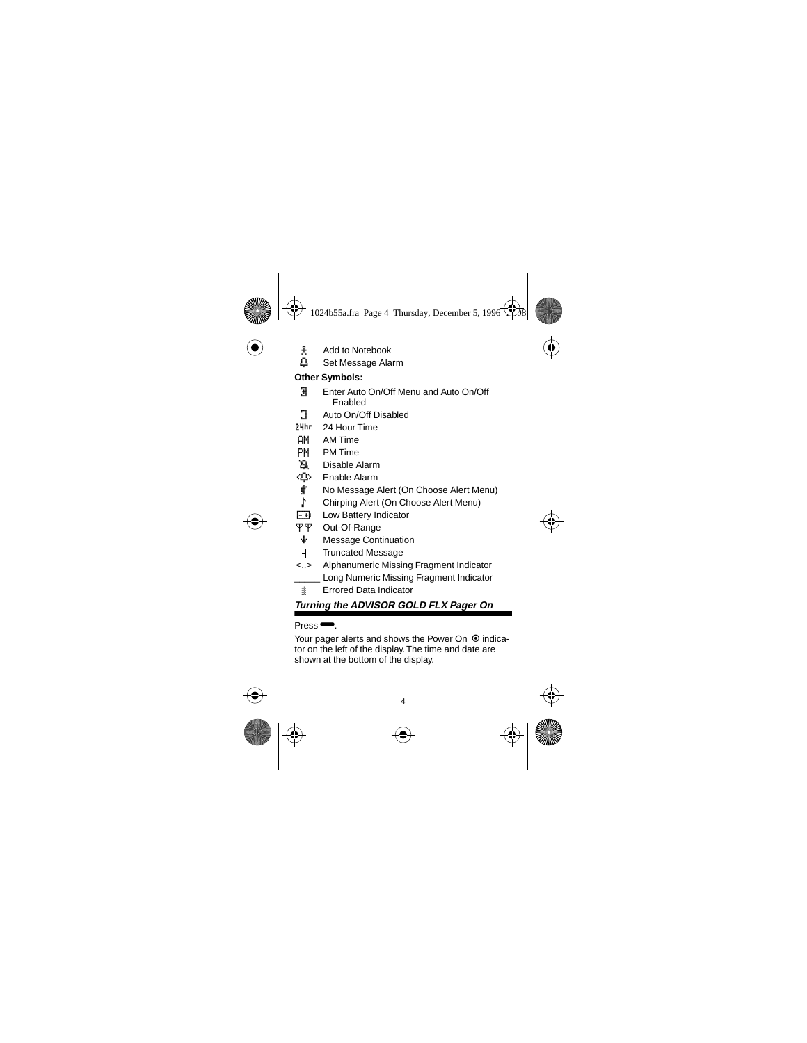| | |
|---|---|
| 웃 | Add to Notebook |
| 🔔 | Set Message Alarm |

**Other Symbols:**

| | |
|---|---|
| ⍈ | Enter Auto On/Off Menu and Auto On/Off Enabled |
| ⎕ | Auto On/Off Disabled |
| 24hr | 24 Hour Time |
| AM | AM Time |
| PM | PM Time |
| 🔕 | Disable Alarm |
| <🔔> | Enable Alarm |
| ♪̸ | No Message Alert (On Choose Alert Menu) |
| ♪ | Chirping Alert (On Choose Alert Menu) |
| [- +] | Low Battery Indicator |
| ΨΨ | Out-Of-Range |
| ↓ | Message Continuation |
| ┤ | Truncated Message |
| <..> | Alphanumeric Missing Fragment Indicator |
| _____ | Long Numeric Missing Fragment Indicator |
| ▒ | Errored Data Indicator |

### *Turning the ADVISOR GOLD FLX Pager On*

Press ▬.

Your pager alerts and shows the Power On ⦿ indicator on the left of the display. The time and date are shown at the bottom of the display.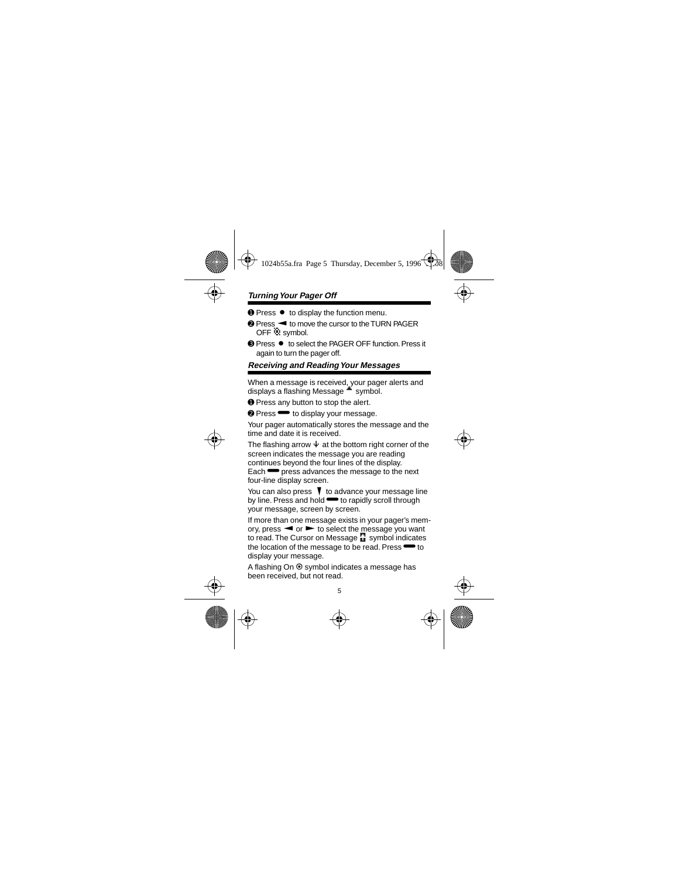### *Turning Your Pager Off*

❶ Press ● to display the function menu.

❷ Press ◄ to move the cursor to the TURN PAGER OFF symbol.

❸ Press ● to select the PAGER OFF function. Press it again to turn the pager off.

### *Receiving and Reading Your Messages*

When a message is received, your pager alerts and displays a flashing Message symbol.

❶ Press any button to stop the alert.

❷ Press ▬ to display your message.

Your pager automatically stores the message and the time and date it is received.

The flashing arrow at the bottom right corner of the screen indicates the message you are reading continues beyond the four lines of the display. Each ▬ press advances the message to the next four-line display screen.

You can also press ▼ to advance your message line by line. Press and hold ▬ to rapidly scroll through your message, screen by screen.

If more than one message exists in your pager's memory, press ◄ or ► to select the message you want to read. The Cursor on Message symbol indicates the location of the message to be read. Press ▬ to display your message.

A flashing On ⦿ symbol indicates a message has been received, but not read.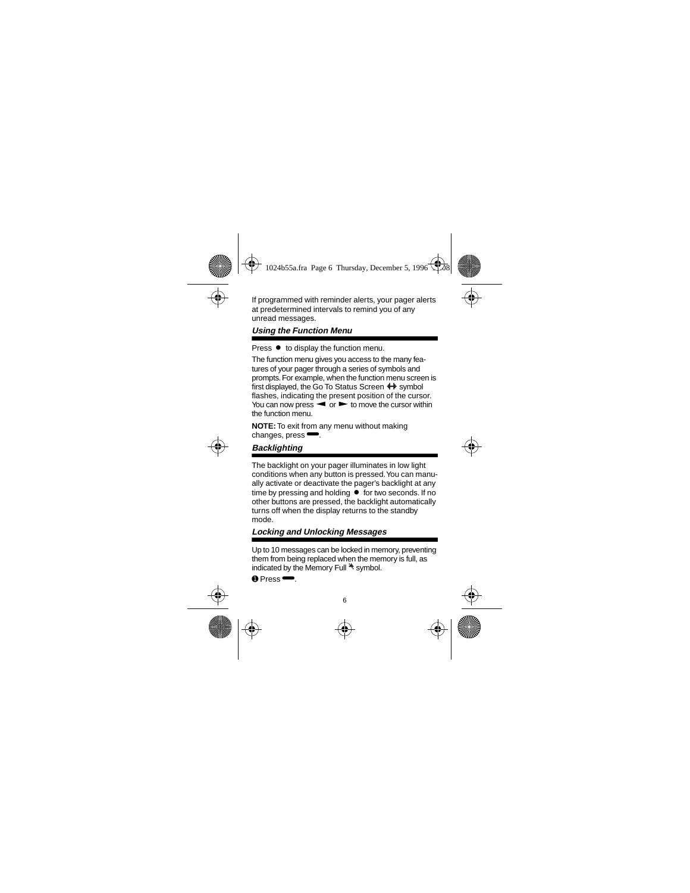If programmed with reminder alerts, your pager alerts at predetermined intervals to remind you of any unread messages.

### *Using the Function Menu*

Press ● to display the function menu.

The function menu gives you access to the many features of your pager through a series of symbols and prompts. For example, when the function menu screen is first displayed, the Go To Status Screen ⇹ symbol flashes, indicating the present position of the cursor. You can now press ◄ or ► to move the cursor within the function menu.

**NOTE:** To exit from any menu without making changes, press ▬.

### *Backlighting*

The backlight on your pager illuminates in low light conditions when any button is pressed. You can manually activate or deactivate the pager's backlight at any time by pressing and holding ● for two seconds. If no other buttons are pressed, the backlight automatically turns off when the display returns to the standby mode.

### *Locking and Unlocking Messages*

Up to 10 messages can be locked in memory, preventing them from being replaced when the memory is full, as indicated by the Memory Full symbol.

❶ Press ▬.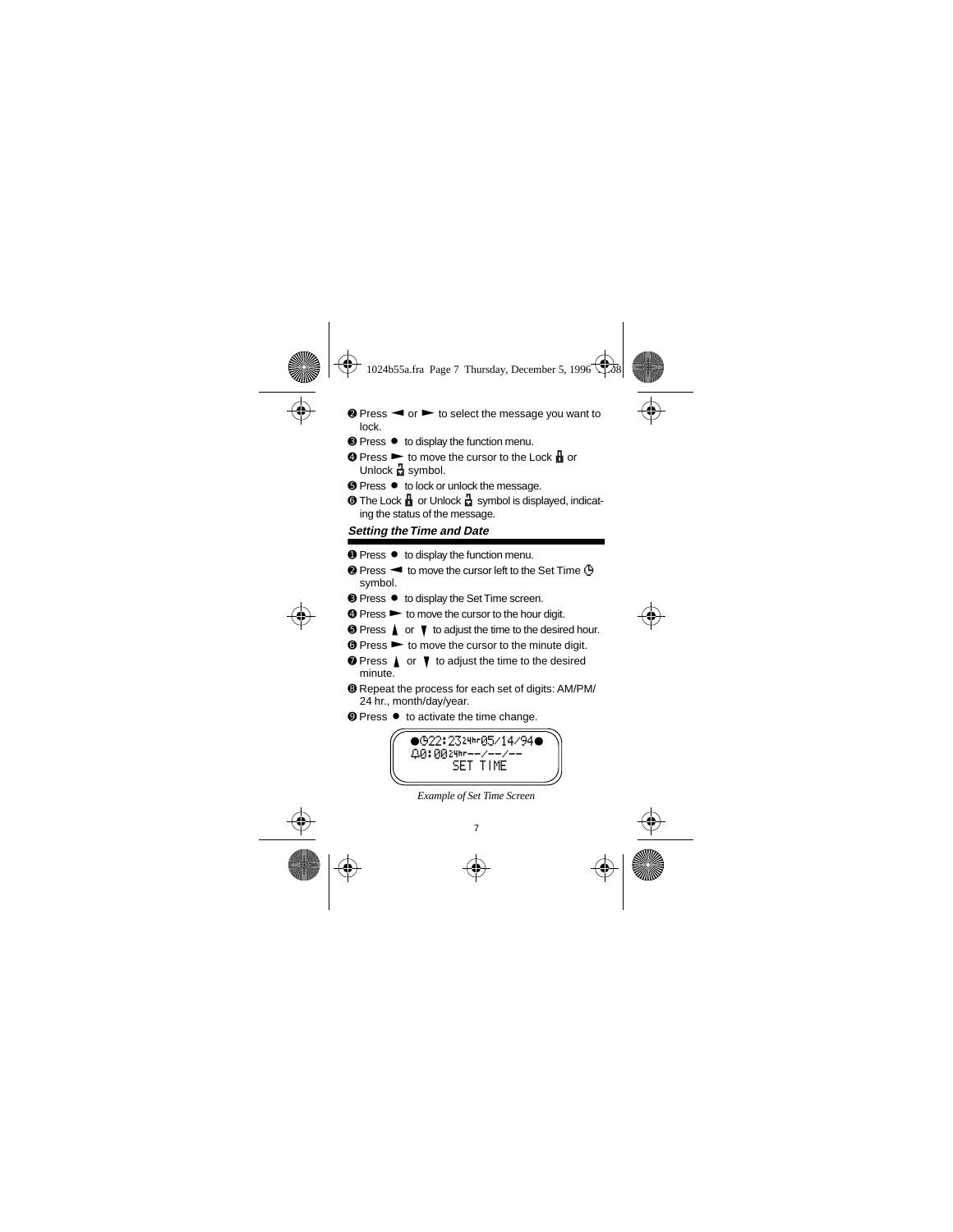❷ Press ◄ or ► to select the message you want to lock.

❸ Press ● to display the function menu.

❹ Press ► to move the cursor to the Lock symbol or Unlock symbol.

❺ Press ● to lock or unlock the message.

❻ The Lock or Unlock symbol is displayed, indicating the status of the message.

### *Setting the Time and Date*

❶ Press ● to display the function menu.

❷ Press ◄ to move the cursor left to the Set Time symbol.

❸ Press ● to display the Set Time screen.

❹ Press ► to move the cursor to the hour digit.

❺ Press ▲ or ▼ to adjust the time to the desired hour.

❻ Press ► to move the cursor to the minute digit.

❼ Press ▲ or ▼ to adjust the time to the desired minute.

❽ Repeat the process for each set of digits: AM/PM/24 hr., month/day/year.

❾ Press ● to activate the time change.

```
●22:23 24hr 05/14/94●
 00:00 24hr --/--/--
      SET TIME
```

*Example of Set Time Screen*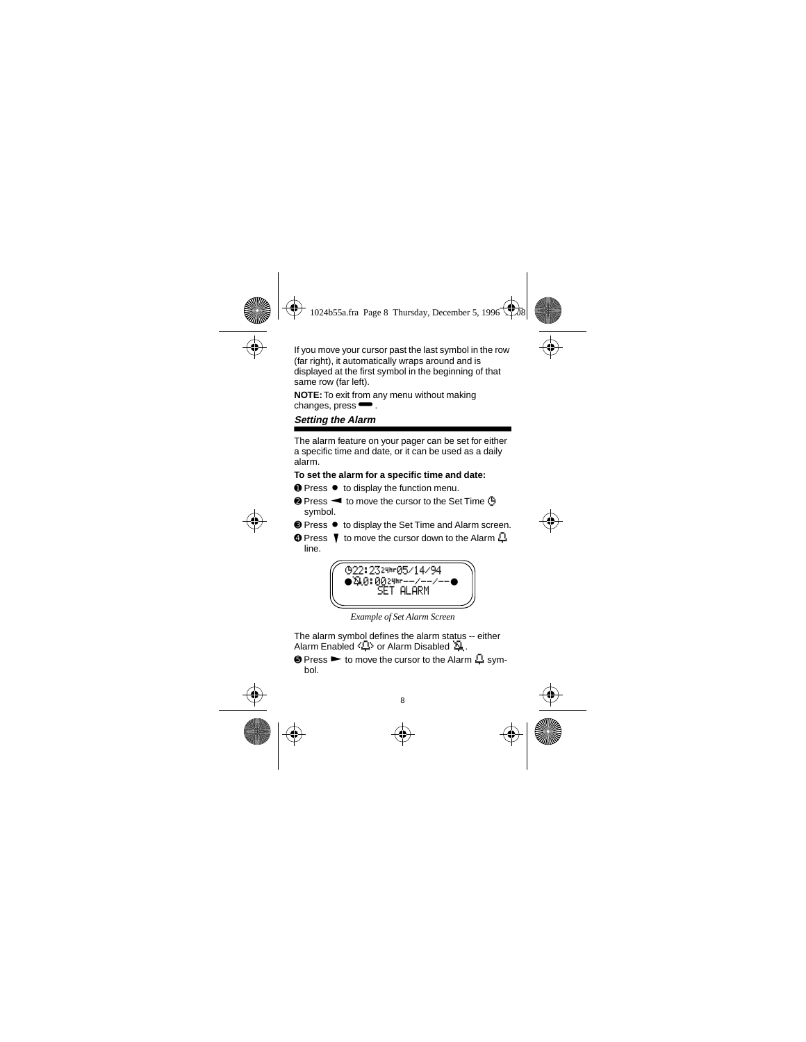If you move your cursor past the last symbol in the row (far right), it automatically wraps around and is displayed at the first symbol in the beginning of that same row (far left).

**NOTE:** To exit from any menu without making changes, press ▬ .

### *Setting the Alarm*

The alarm feature on your pager can be set for either a specific time and date, or it can be used as a daily alarm.

**To set the alarm for a specific time and date:**

❶ Press ● to display the function menu.

❷ Press ◄ to move the cursor to the Set Time symbol.

❸ Press ● to display the Set Time and Alarm screen.

❹ Press ▼ to move the cursor down to the Alarm line.

```
22:23 24hr 05/14/94
● 0:00 24hr --/--/-- ●
SET ALARM
```

*Example of Set Alarm Screen*

The alarm symbol defines the alarm status -- either Alarm Enabled or Alarm Disabled .

❺ Press ► to move the cursor to the Alarm symbol.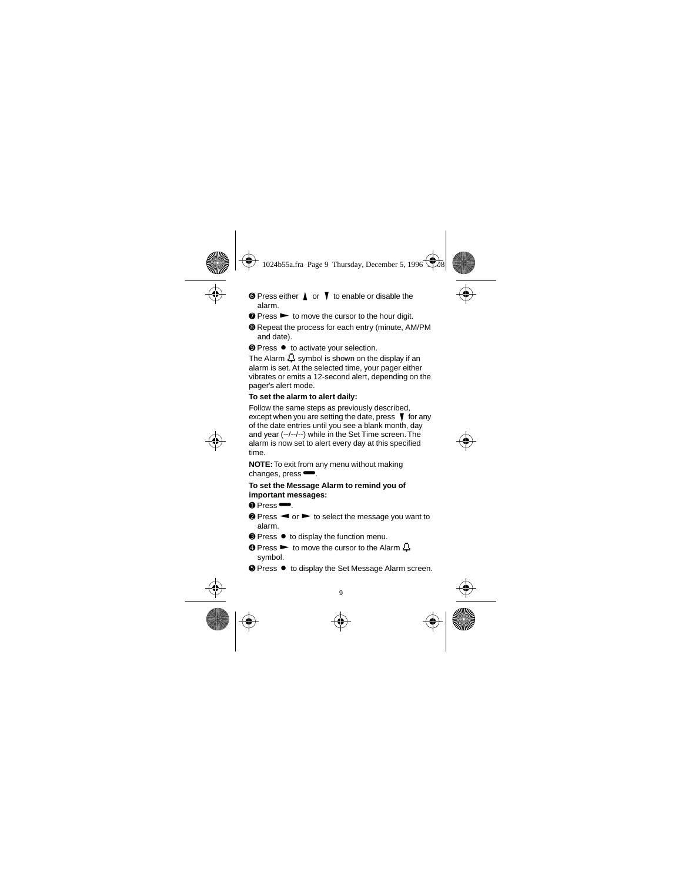❻ Press either ▲ or ▼ to enable or disable the alarm.

❼ Press ► to move the cursor to the hour digit.

❽ Repeat the process for each entry (minute, AM/PM and date).

❾ Press ● to activate your selection.

The Alarm 🔔 symbol is shown on the display if an alarm is set. At the selected time, your pager either vibrates or emits a 12-second alert, depending on the pager's alert mode.

**To set the alarm to alert daily:**

Follow the same steps as previously described, except when you are setting the date, press ▼ for any of the date entries until you see a blank month, day and year (--/--/--) while in the Set Time screen. The alarm is now set to alert every day at this specified time.

**NOTE:** To exit from any menu without making changes, press ▬.

**To set the Message Alarm to remind you of important messages:**

❶ Press ▬.

❷ Press ◄ or ► to select the message you want to alarm.

❸ Press ● to display the function menu.

❹ Press ► to move the cursor to the Alarm 🔔 symbol.

❺ Press ● to display the Set Message Alarm screen.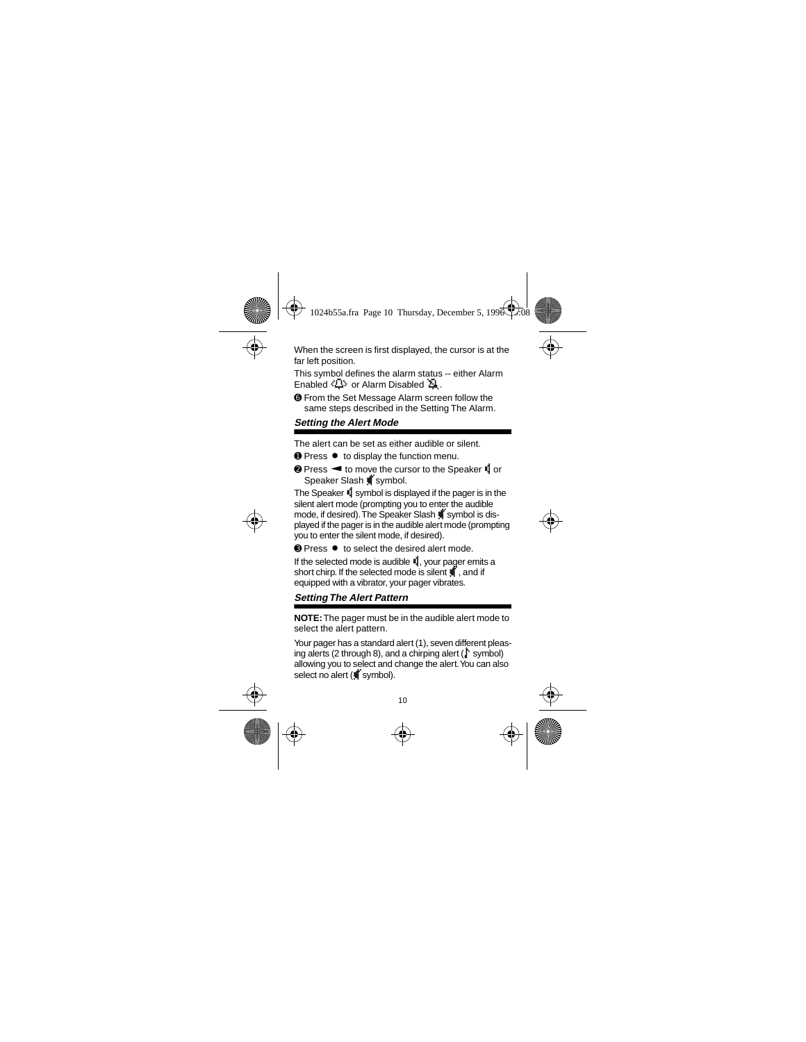When the screen is first displayed, the cursor is at the far left position.

This symbol defines the alarm status -- either Alarm Enabled or Alarm Disabled .

❻ From the Set Message Alarm screen follow the same steps described in the Setting The Alarm.

### *Setting the Alert Mode*

The alert can be set as either audible or silent.

❶ Press ● to display the function menu.

❷ Press ◄ to move the cursor to the Speaker or Speaker Slash symbol.

The Speaker symbol is displayed if the pager is in the silent alert mode (prompting you to enter the audible mode, if desired). The Speaker Slash symbol is displayed if the pager is in the audible alert mode (prompting you to enter the silent mode, if desired).

❸ Press ● to select the desired alert mode.

If the selected mode is audible , your pager emits a short chirp. If the selected mode is silent , and if equipped with a vibrator, your pager vibrates.

### *Setting The Alert Pattern*

**NOTE:** The pager must be in the audible alert mode to select the alert pattern.

Your pager has a standard alert (1), seven different pleasing alerts (2 through 8), and a chirping alert ( symbol) allowing you to select and change the alert. You can also select no alert ( symbol).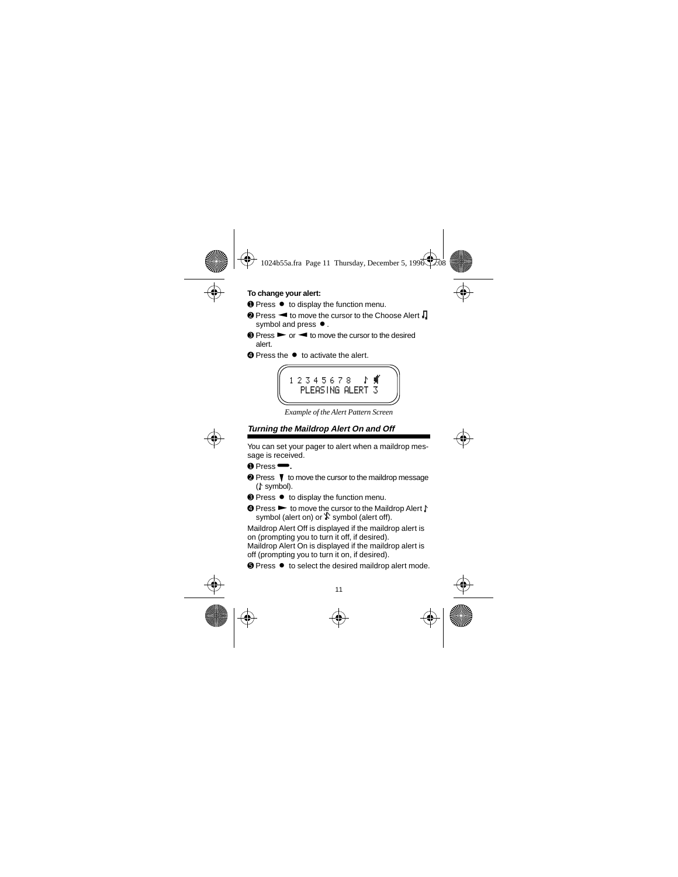**To change your alert:**

❶ Press ● to display the function menu.

❷ Press ◄ to move the cursor to the Choose Alert ♫ symbol and press ●.

❸ Press ► or ◄ to move the cursor to the desired alert.

❹ Press the ● to activate the alert.

```
12345678  ♪
  PLEASING ALERT 3
```

*Example of the Alert Pattern Screen*

## *Turning the Maildrop Alert On and Off*

You can set your pager to alert when a maildrop message is received.

❶ Press ▬.

❷ Press ▼ to move the cursor to the maildrop message (♪ symbol).

❸ Press ● to display the function menu.

❹ Press ► to move the cursor to the Maildrop Alert ♪ symbol (alert on) or ♪ symbol (alert off).

Maildrop Alert Off is displayed if the maildrop alert is on (prompting you to turn it off, if desired).
Maildrop Alert On is displayed if the maildrop alert is off (prompting you to turn it on, if desired).

❺ Press ● to select the desired maildrop alert mode.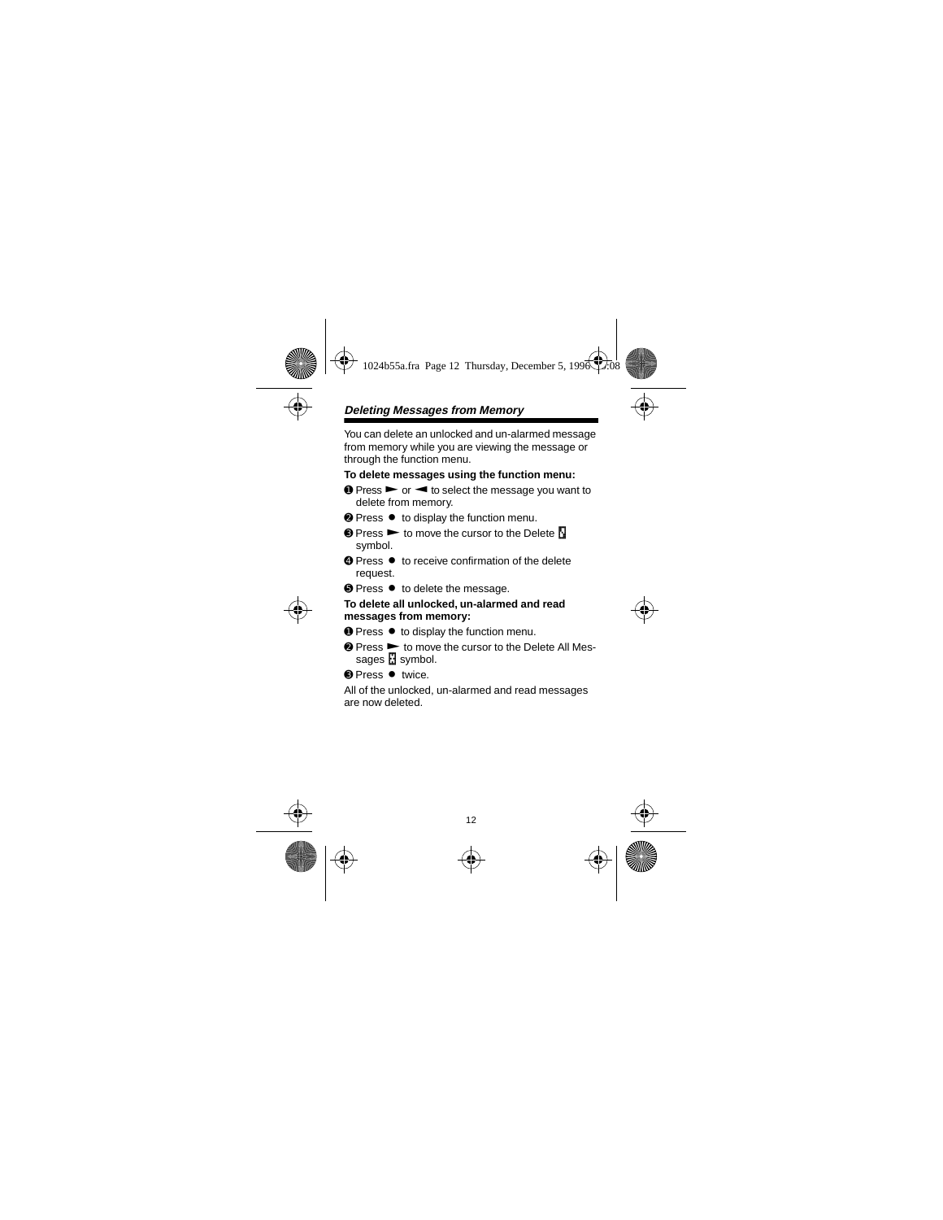## *Deleting Messages from Memory*

You can delete an unlocked and un-alarmed message from memory while you are viewing the message or through the function menu.

**To delete messages using the function menu:**

❶ Press ► or ◄ to select the message you want to delete from memory.

❷ Press ● to display the function menu.

❸ Press ► to move the cursor to the Delete symbol.

❹ Press ● to receive confirmation of the delete request.

❺ Press ● to delete the message.

**To delete all unlocked, un-alarmed and read messages from memory:**

❶ Press ● to display the function menu.

❷ Press ► to move the cursor to the Delete All Messages symbol.

❸ Press ● twice.

All of the unlocked, un-alarmed and read messages are now deleted.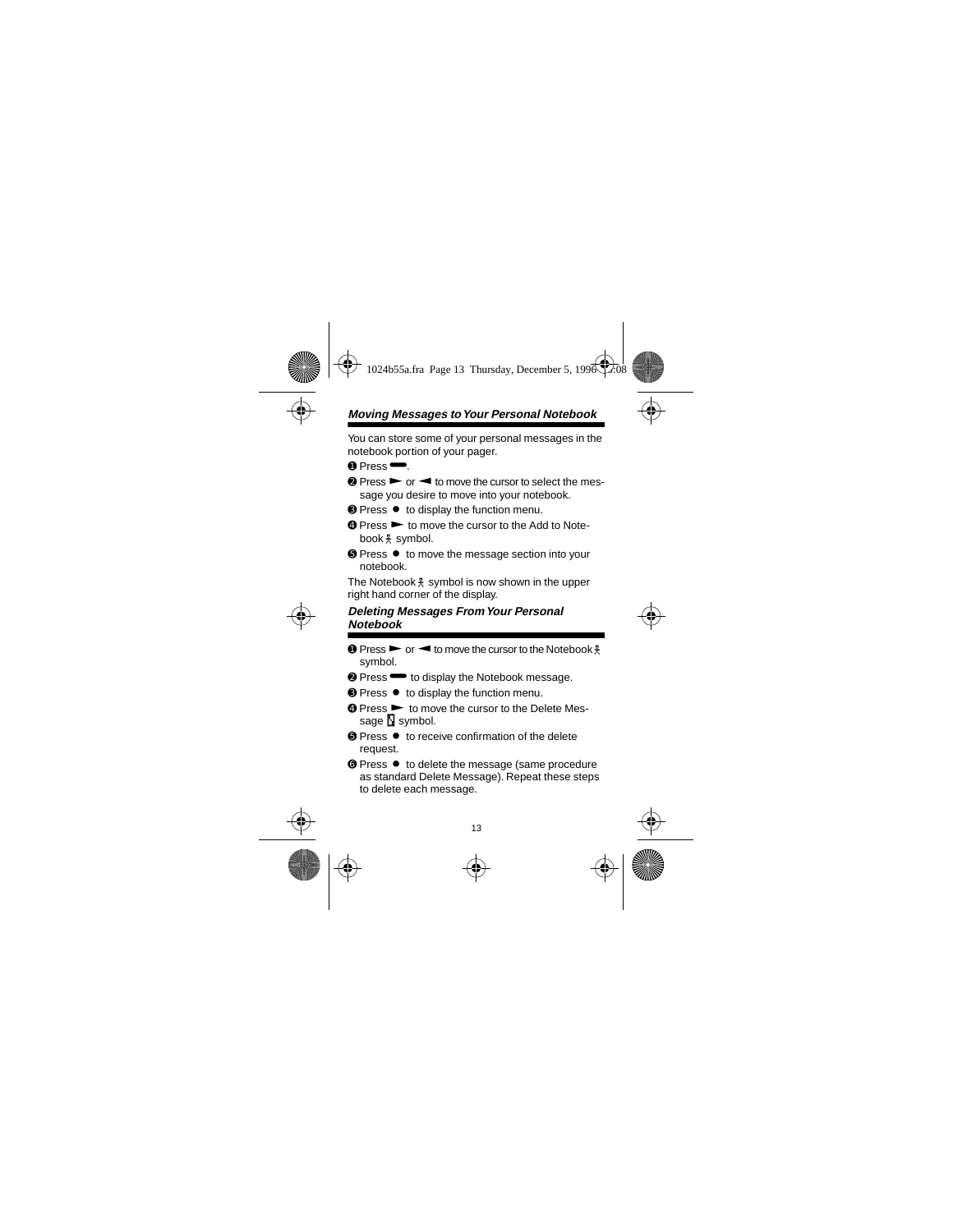### *Moving Messages to Your Personal Notebook*

You can store some of your personal messages in the notebook portion of your pager.

❶ Press ▬.

❷ Press ► or ◄ to move the cursor to select the message you desire to move into your notebook.

❸ Press ● to display the function menu.

❹ Press ► to move the cursor to the Add to Notebook symbol.

❺ Press ● to move the message section into your notebook.

The Notebook symbol is now shown in the upper right hand corner of the display.

### *Deleting Messages From Your Personal Notebook*

❶ Press ► or ◄ to move the cursor to the Notebook symbol.

❷ Press ▬ to display the Notebook message.

❸ Press ● to display the function menu.

❹ Press ► to move the cursor to the Delete Message symbol.

❺ Press ● to receive confirmation of the delete request.

❻ Press ● to delete the message (same procedure as standard Delete Message). Repeat these steps to delete each message.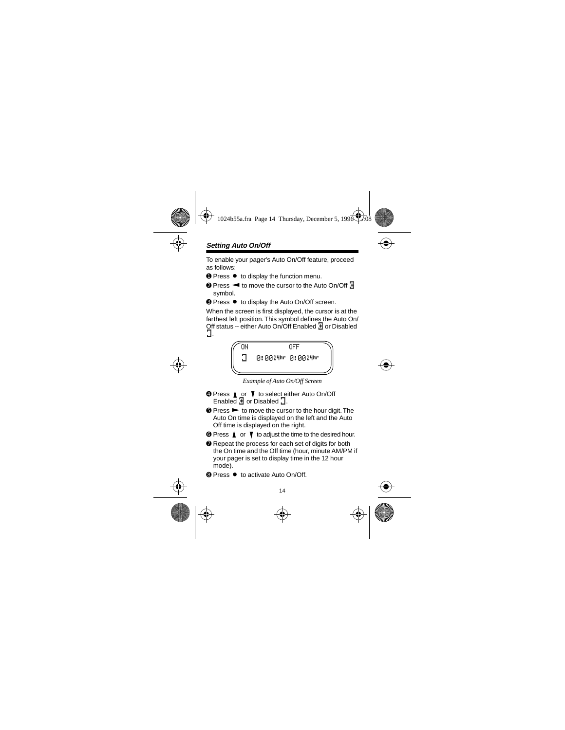## *Setting Auto On/Off*

To enable your pager's Auto On/Off feature, proceed as follows:

❶ Press ● to display the function menu.

❷ Press ◄ to move the cursor to the Auto On/Off symbol.

❸ Press ● to display the Auto On/Off screen.

When the screen is first displayed, the cursor is at the farthest left position. This symbol defines the Auto On/Off status -- either Auto On/Off Enabled or Disabled .

```
ON              OFF
    0:0024hr  0:0024hr
```

*Example of Auto On/Off Screen*

❹ Press ▲ or ▼ to select either Auto On/Off Enabled or Disabled .

❺ Press ► to move the cursor to the hour digit. The Auto On time is displayed on the left and the Auto Off time is displayed on the right.

❻ Press ▲ or ▼ to adjust the time to the desired hour.

❼ Repeat the process for each set of digits for both the On time and the Off time (hour, minute AM/PM if your pager is set to display time in the 12 hour mode).

❽ Press ● to activate Auto On/Off.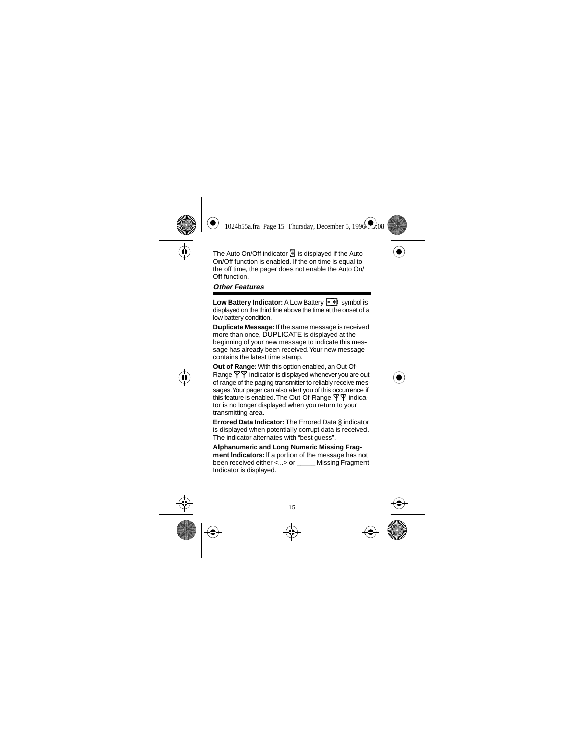The Auto On/Off indicator is displayed if the Auto On/Off function is enabled. If the on time is equal to the off time, the pager does not enable the Auto On/ Off function.

### *Other Features*

**Low Battery Indicator:** A Low Battery symbol is displayed on the third line above the time at the onset of a low battery condition.

**Duplicate Message:** If the same message is received more than once, DUPLICATE is displayed at the beginning of your new message to indicate this message has already been received. Your new message contains the latest time stamp.

**Out of Range:** With this option enabled, an Out-Of-Range indicator is displayed whenever you are out of range of the paging transmitter to reliably receive messages. Your pager can also alert you of this occurrence if this feature is enabled. The Out-Of-Range indicator is no longer displayed when you return to your transmitting area.

**Errored Data Indicator:** The Errored Data ▒ indicator is displayed when potentially corrupt data is received. The indicator alternates with "best guess".

**Alphanumeric and Long Numeric Missing Fragment Indicators:** If a portion of the message has not been received either <...> or _____ Missing Fragment Indicator is displayed.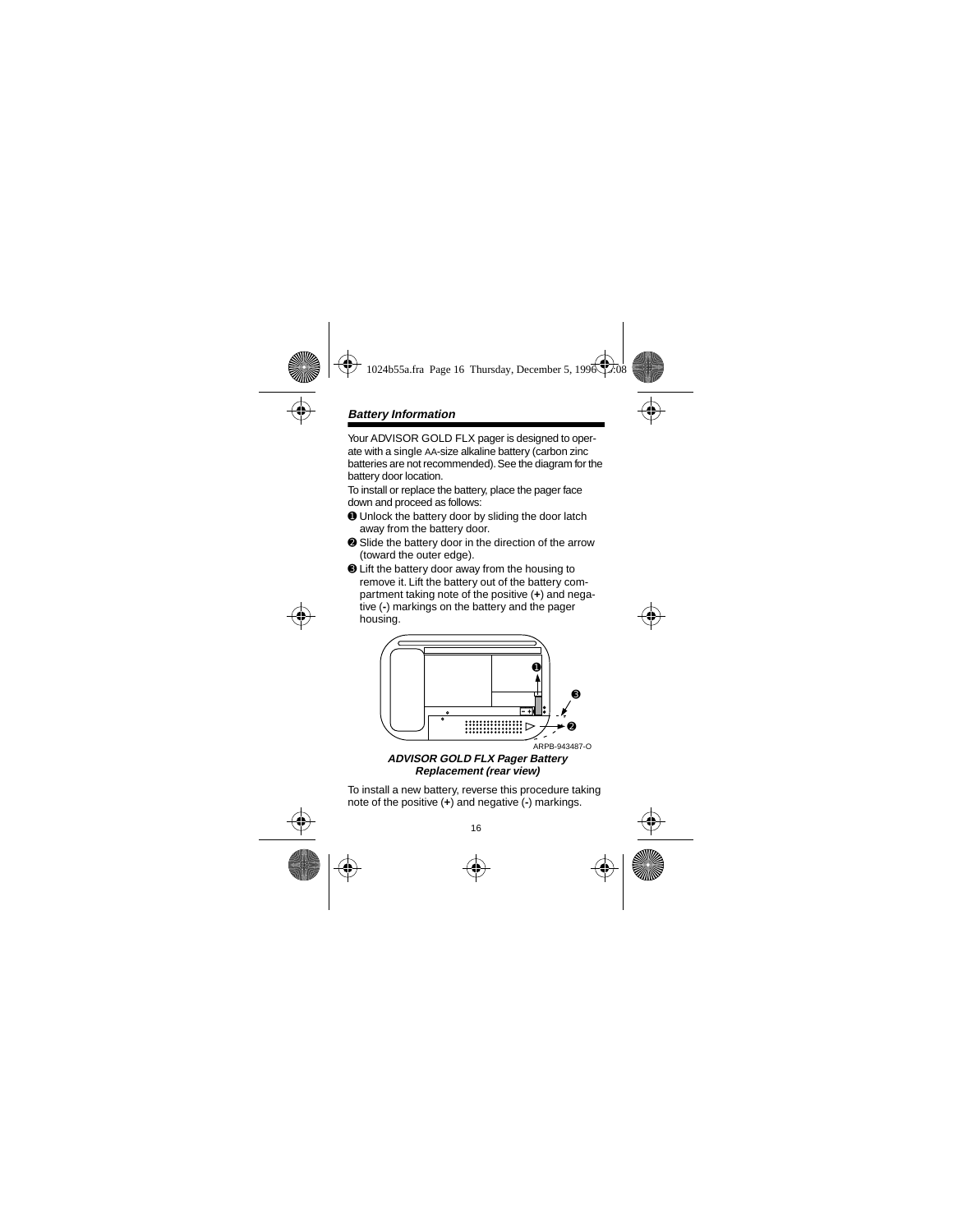## Battery Information

Your ADVISOR GOLD FLX pager is designed to operate with a single AA-size alkaline battery (carbon zinc batteries are not recommended). See the diagram for the battery door location.

To install or replace the battery, place the pager face down and proceed as follows:

❶ Unlock the battery door by sliding the door latch away from the battery door.

❷ Slide the battery door in the direction of the arrow (toward the outer edge).

❸ Lift the battery door away from the housing to remove it. Lift the battery out of the battery compartment taking note of the positive (**+**) and negative (**-**) markings on the battery and the pager housing.

ARPB-943487-O

***ADVISOR GOLD FLX Pager Battery Replacement (rear view)***

To install a new battery, reverse this procedure taking note of the positive (**+**) and negative (**-**) markings.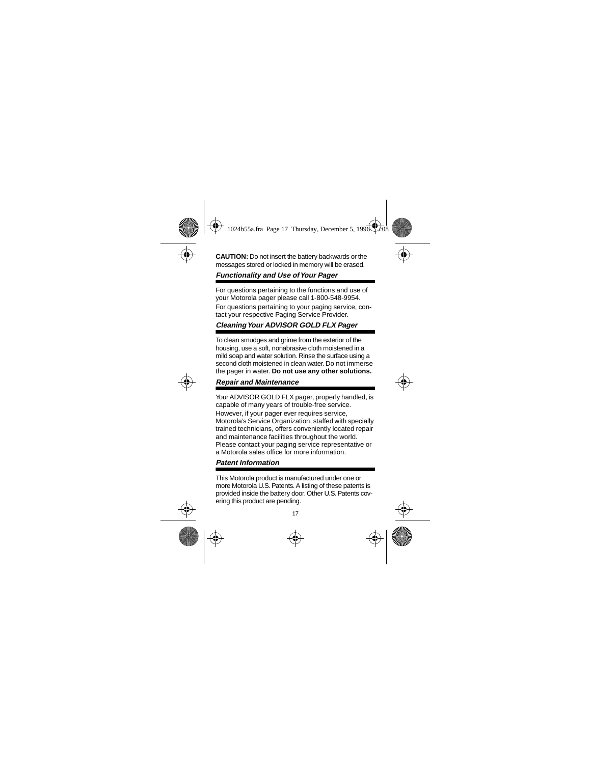**CAUTION:** Do not insert the battery backwards or the messages stored or locked in memory will be erased.

### *Functionality and Use of Your Pager*

For questions pertaining to the functions and use of your Motorola pager please call 1-800-548-9954.

For questions pertaining to your paging service, contact your respective Paging Service Provider.

### *Cleaning Your ADVISOR GOLD FLX Pager*

To clean smudges and grime from the exterior of the housing, use a soft, nonabrasive cloth moistened in a mild soap and water solution. Rinse the surface using a second cloth moistened in clean water. Do not immerse the pager in water. **Do not use any other solutions.**

### *Repair and Maintenance*

Your ADVISOR GOLD FLX pager, properly handled, is capable of many years of trouble-free service.

However, if your pager ever requires service, Motorola's Service Organization, staffed with specially trained technicians, offers conveniently located repair and maintenance facilities throughout the world. Please contact your paging service representative or a Motorola sales office for more information.

### *Patent Information*

This Motorola product is manufactured under one or more Motorola U.S. Patents. A listing of these patents is provided inside the battery door. Other U.S. Patents covering this product are pending.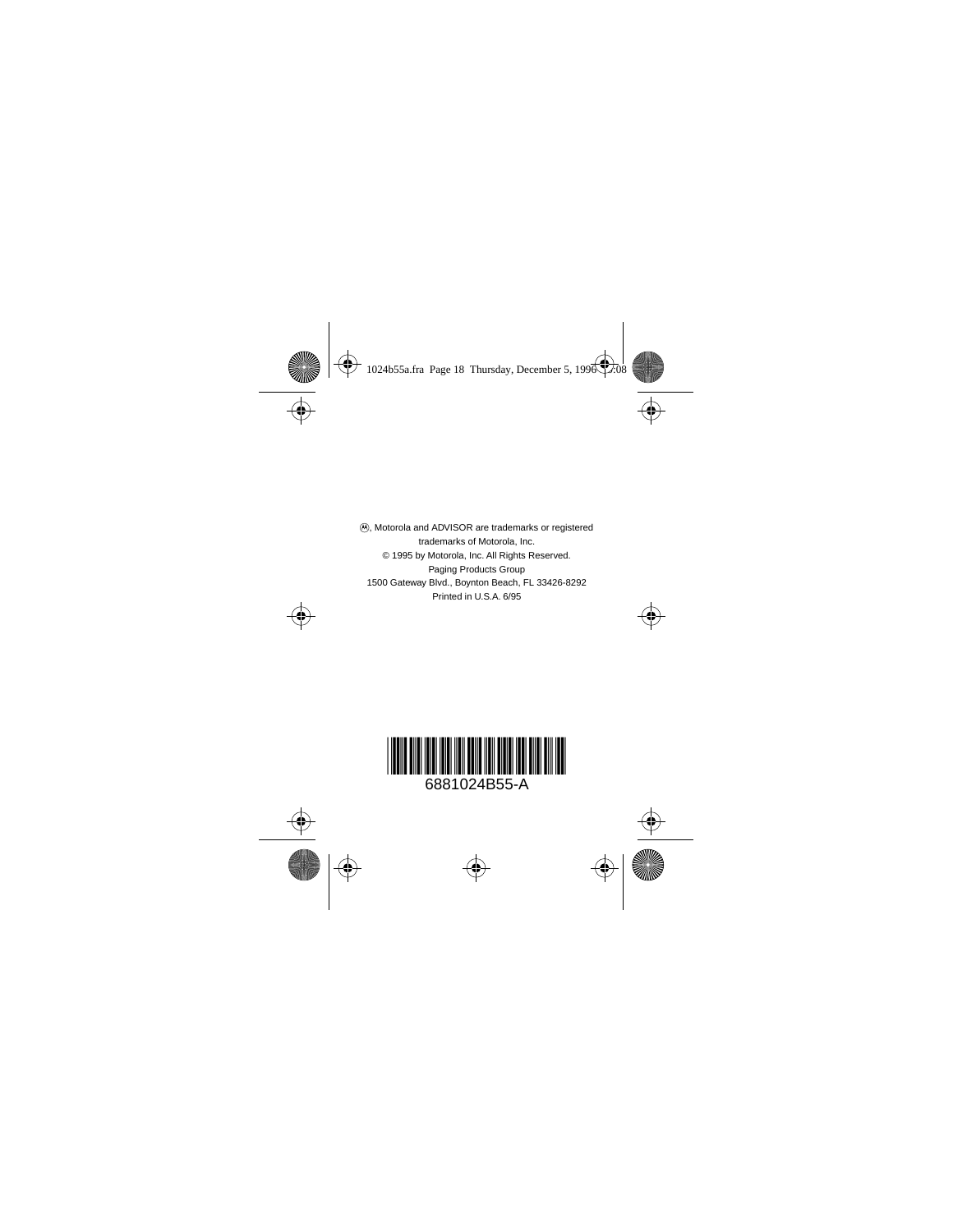Ⓜ, Motorola and ADVISOR are trademarks or registered trademarks of Motorola, Inc.

© 1995 by Motorola, Inc. All Rights Reserved.

Paging Products Group

1500 Gateway Blvd., Boynton Beach, FL 33426-8292

Printed in U.S.A. 6/95

6881024B55-A